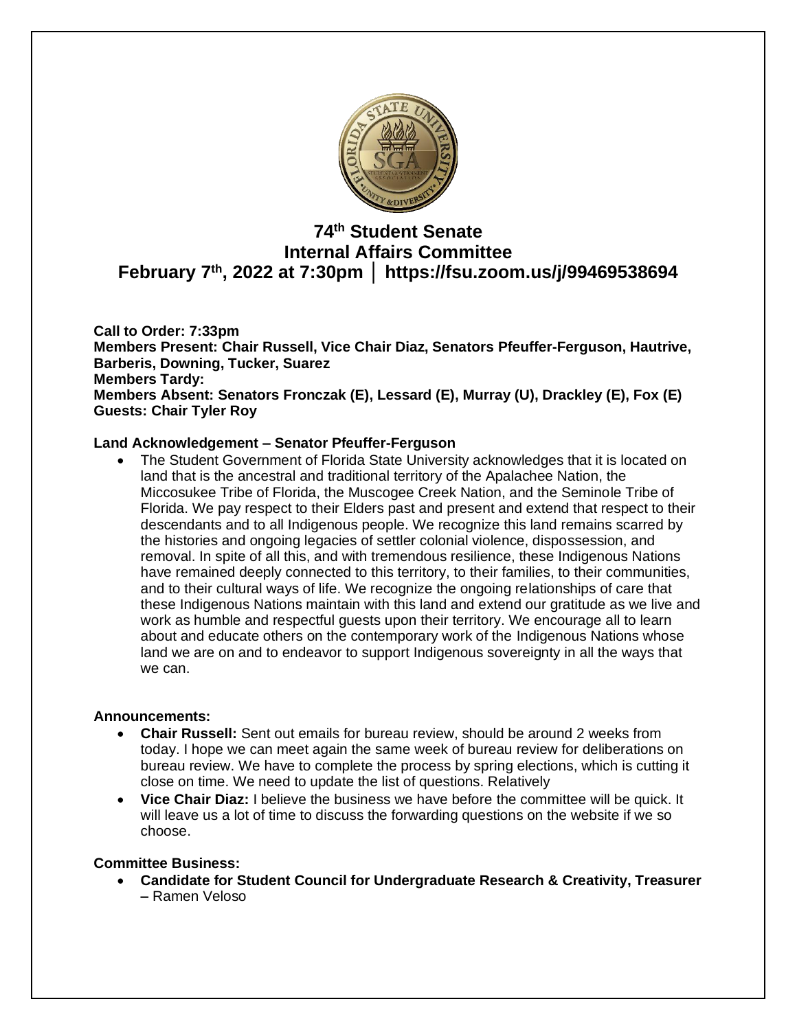# 74th Student Senate
## Internal Affairs Committee
## February 7th, 2022 at 7:30pm │ https://fsu.zoom.us/j/99469538694

**Call to Order: 7:33pm**
**Members Present: Chair Russell, Vice Chair Diaz, Senators Pfeuffer-Ferguson, Hautrive, Barberis, Downing, Tucker, Suarez**
**Members Tardy:**
**Members Absent: Senators Fronczak (E), Lessard (E), Murray (U), Drackley (E), Fox (E)**
**Guests: Chair Tyler Roy**

**Land Acknowledgement – Senator Pfeuffer-Ferguson**

- The Student Government of Florida State University acknowledges that it is located on land that is the ancestral and traditional territory of the Apalachee Nation, the Miccosukee Tribe of Florida, the Muscogee Creek Nation, and the Seminole Tribe of Florida. We pay respect to their Elders past and present and extend that respect to their descendants and to all Indigenous people. We recognize this land remains scarred by the histories and ongoing legacies of settler colonial violence, dispossession, and removal. In spite of all this, and with tremendous resilience, these Indigenous Nations have remained deeply connected to this territory, to their families, to their communities, and to their cultural ways of life. We recognize the ongoing relationships of care that these Indigenous Nations maintain with this land and extend our gratitude as we live and work as humble and respectful guests upon their territory. We encourage all to learn about and educate others on the contemporary work of the Indigenous Nations whose land we are on and to endeavor to support Indigenous sovereignty in all the ways that we can.

**Announcements:**

- **Chair Russell:** Sent out emails for bureau review, should be around 2 weeks from today. I hope we can meet again the same week of bureau review for deliberations on bureau review. We have to complete the process by spring elections, which is cutting it close on time. We need to update the list of questions. Relatively
- **Vice Chair Diaz:** I believe the business we have before the committee will be quick. It will leave us a lot of time to discuss the forwarding questions on the website if we so choose.

**Committee Business:**

- **Candidate for Student Council for Undergraduate Research & Creativity, Treasurer –** Ramen Veloso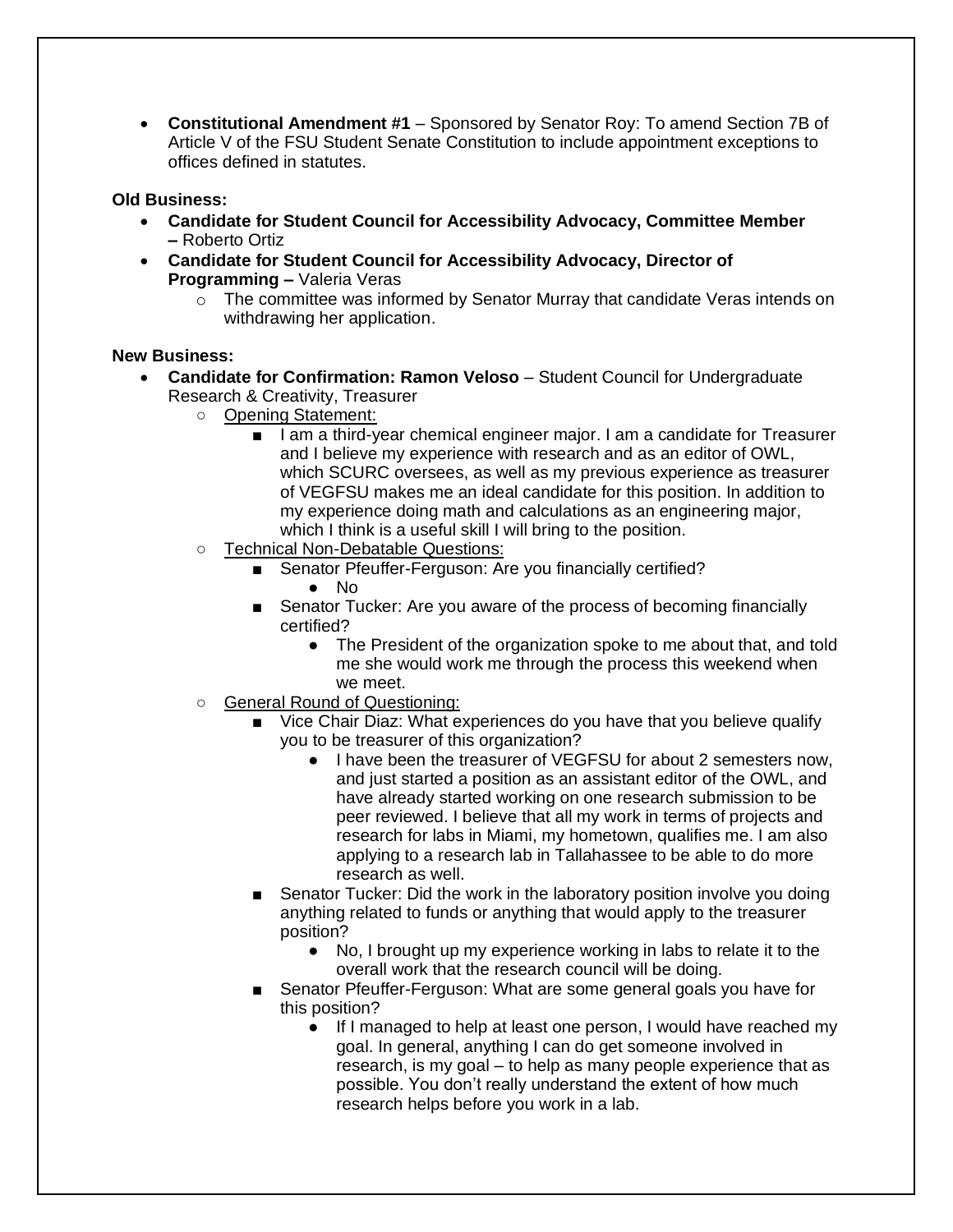- **Constitutional Amendment #1** – Sponsored by Senator Roy: To amend Section 7B of Article V of the FSU Student Senate Constitution to include appointment exceptions to offices defined in statutes.

**Old Business:**

- **Candidate for Student Council for Accessibility Advocacy, Committee Member –** Roberto Ortiz
- **Candidate for Student Council for Accessibility Advocacy, Director of Programming –** Valeria Veras
  - The committee was informed by Senator Murray that candidate Veras intends on withdrawing her application.

**New Business:**

- **Candidate for Confirmation: Ramon Veloso** – Student Council for Undergraduate Research & Creativity, Treasurer
  - Opening Statement:
    - I am a third-year chemical engineer major. I am a candidate for Treasurer and I believe my experience with research and as an editor of OWL, which SCURC oversees, as well as my previous experience as treasurer of VEGFSU makes me an ideal candidate for this position. In addition to my experience doing math and calculations as an engineering major, which I think is a useful skill I will bring to the position.
  - Technical Non-Debatable Questions:
    - Senator Pfeuffer-Ferguson: Are you financially certified?
      - No
    - Senator Tucker: Are you aware of the process of becoming financially certified?
      - The President of the organization spoke to me about that, and told me she would work me through the process this weekend when we meet.
  - General Round of Questioning:
    - Vice Chair Diaz: What experiences do you have that you believe qualify you to be treasurer of this organization?
      - I have been the treasurer of VEGFSU for about 2 semesters now, and just started a position as an assistant editor of the OWL, and have already started working on one research submission to be peer reviewed. I believe that all my work in terms of projects and research for labs in Miami, my hometown, qualifies me. I am also applying to a research lab in Tallahassee to be able to do more research as well.
    - Senator Tucker: Did the work in the laboratory position involve you doing anything related to funds or anything that would apply to the treasurer position?
      - No, I brought up my experience working in labs to relate it to the overall work that the research council will be doing.
    - Senator Pfeuffer-Ferguson: What are some general goals you have for this position?
      - If I managed to help at least one person, I would have reached my goal. In general, anything I can do get someone involved in research, is my goal – to help as many people experience that as possible. You don't really understand the extent of how much research helps before you work in a lab.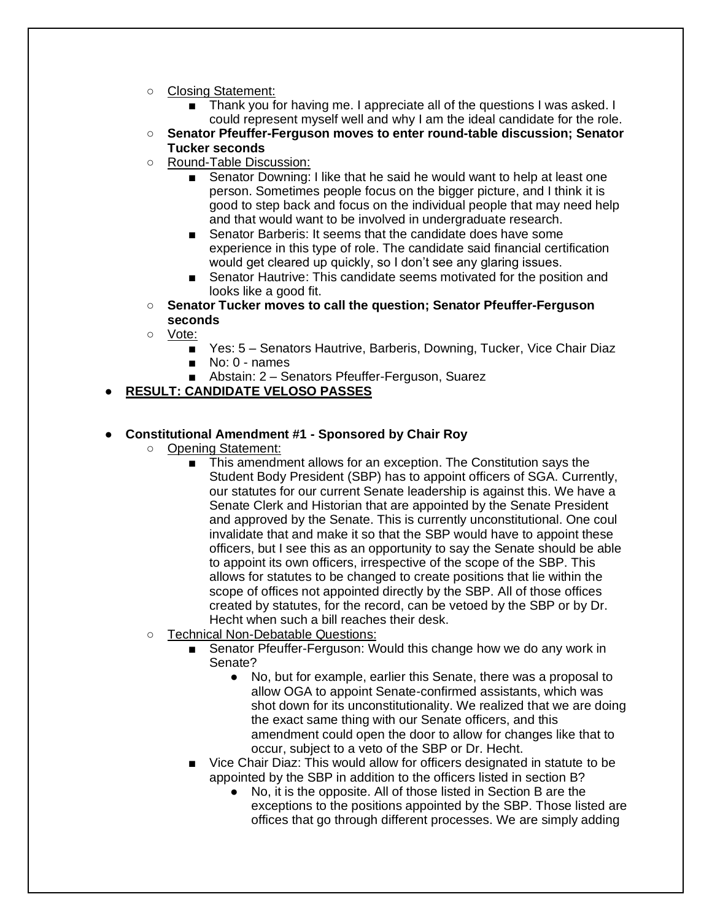- Closing Statement:
    - Thank you for having me. I appreciate all of the questions I was asked. I could represent myself well and why I am the ideal candidate for the role.
- **Senator Pfeuffer-Ferguson moves to enter round-table discussion; Senator Tucker seconds**
- Round-Table Discussion:
    - Senator Downing: I like that he said he would want to help at least one person. Sometimes people focus on the bigger picture, and I think it is good to step back and focus on the individual people that may need help and that would want to be involved in undergraduate research.
    - Senator Barberis: It seems that the candidate does have some experience in this type of role. The candidate said financial certification would get cleared up quickly, so I don't see any glaring issues.
    - Senator Hautrive: This candidate seems motivated for the position and looks like a good fit.
- **Senator Tucker moves to call the question; Senator Pfeuffer-Ferguson seconds**
- Vote:
    - Yes: 5 – Senators Hautrive, Barberis, Downing, Tucker, Vice Chair Diaz
    - No: 0 - names
    - Abstain: 2 – Senators Pfeuffer-Ferguson, Suarez

- **RESULT: CANDIDATE VELOSO PASSES**

- **Constitutional Amendment #1 - Sponsored by Chair Roy**
    - Opening Statement:
        - This amendment allows for an exception. The Constitution says the Student Body President (SBP) has to appoint officers of SGA. Currently, our statutes for our current Senate leadership is against this. We have a Senate Clerk and Historian that are appointed by the Senate President and approved by the Senate. This is currently unconstitutional. One coul invalidate that and make it so that the SBP would have to appoint these officers, but I see this as an opportunity to say the Senate should be able to appoint its own officers, irrespective of the scope of the SBP. This allows for statutes to be changed to create positions that lie within the scope of offices not appointed directly by the SBP. All of those offices created by statutes, for the record, can be vetoed by the SBP or by Dr. Hecht when such a bill reaches their desk.
    - Technical Non-Debatable Questions:
        - Senator Pfeuffer-Ferguson: Would this change how we do any work in Senate?
            - No, but for example, earlier this Senate, there was a proposal to allow OGA to appoint Senate-confirmed assistants, which was shot down for its unconstitutionality. We realized that we are doing the exact same thing with our Senate officers, and this amendment could open the door to allow for changes like that to occur, subject to a veto of the SBP or Dr. Hecht.
        - Vice Chair Diaz: This would allow for officers designated in statute to be appointed by the SBP in addition to the officers listed in section B?
            - No, it is the opposite. All of those listed in Section B are the exceptions to the positions appointed by the SBP. Those listed are offices that go through different processes. We are simply adding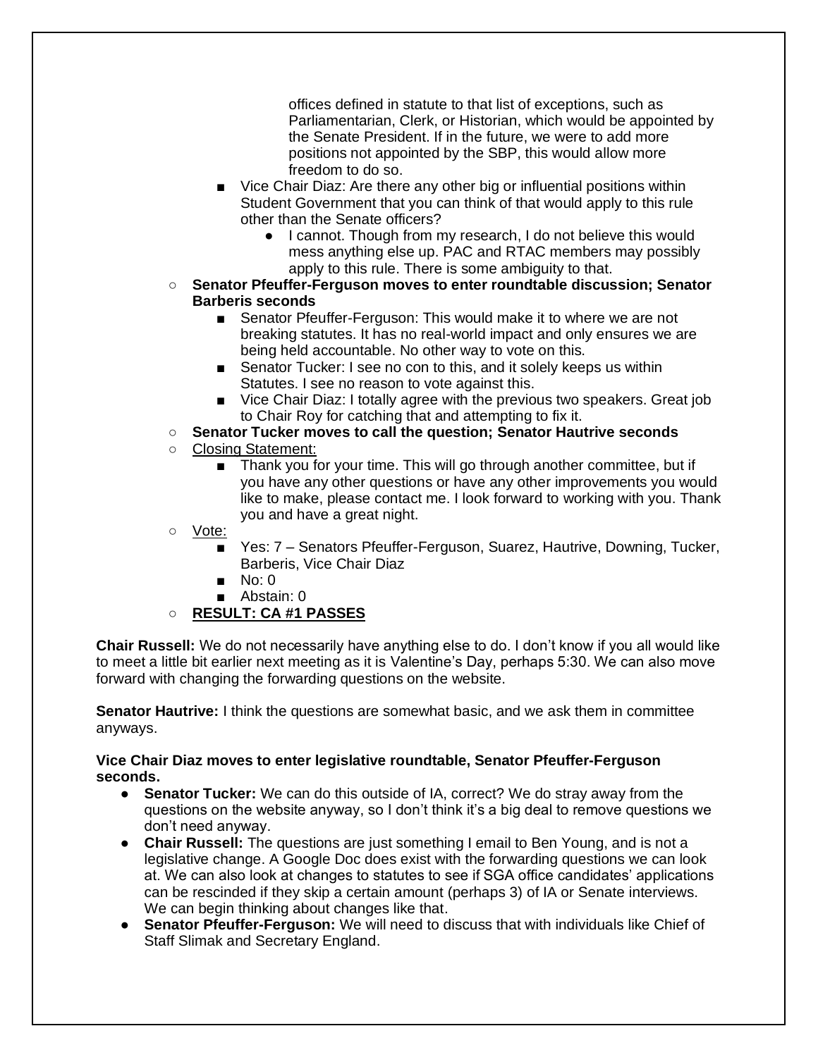- offices defined in statute to that list of exceptions, such as Parliamentarian, Clerk, or Historian, which would be appointed by the Senate President. If in the future, we were to add more positions not appointed by the SBP, this would allow more freedom to do so.
    - Vice Chair Diaz: Are there any other big or influential positions within Student Government that you can think of that would apply to this rule other than the Senate officers?
        - I cannot. Though from my research, I do not believe this would mess anything else up. PAC and RTAC members may possibly apply to this rule. There is some ambiguity to that.
- **Senator Pfeuffer-Ferguson moves to enter roundtable discussion; Senator Barberis seconds**
    - Senator Pfeuffer-Ferguson: This would make it to where we are not breaking statutes. It has no real-world impact and only ensures we are being held accountable. No other way to vote on this.
    - Senator Tucker: I see no con to this, and it solely keeps us within Statutes. I see no reason to vote against this.
    - Vice Chair Diaz: I totally agree with the previous two speakers. Great job to Chair Roy for catching that and attempting to fix it.
- **Senator Tucker moves to call the question; Senator Hautrive seconds**
- <u>Closing Statement:</u>
    - Thank you for your time. This will go through another committee, but if you have any other questions or have any other improvements you would like to make, please contact me. I look forward to working with you. Thank you and have a great night.
- <u>Vote:</u>
    - Yes: 7 – Senators Pfeuffer-Ferguson, Suarez, Hautrive, Downing, Tucker, Barberis, Vice Chair Diaz
    - No: 0
    - Abstain: 0
- <u>**RESULT: CA #1 PASSES**</u>

**Chair Russell:** We do not necessarily have anything else to do. I don't know if you all would like to meet a little bit earlier next meeting as it is Valentine's Day, perhaps 5:30. We can also move forward with changing the forwarding questions on the website.

**Senator Hautrive:** I think the questions are somewhat basic, and we ask them in committee anyways.

**Vice Chair Diaz moves to enter legislative roundtable, Senator Pfeuffer-Ferguson seconds.**

- **Senator Tucker:** We can do this outside of IA, correct? We do stray away from the questions on the website anyway, so I don't think it's a big deal to remove questions we don't need anyway.
- **Chair Russell:** The questions are just something I email to Ben Young, and is not a legislative change. A Google Doc does exist with the forwarding questions we can look at. We can also look at changes to statutes to see if SGA office candidates' applications can be rescinded if they skip a certain amount (perhaps 3) of IA or Senate interviews. We can begin thinking about changes like that.
- **Senator Pfeuffer-Ferguson:** We will need to discuss that with individuals like Chief of Staff Slimak and Secretary England.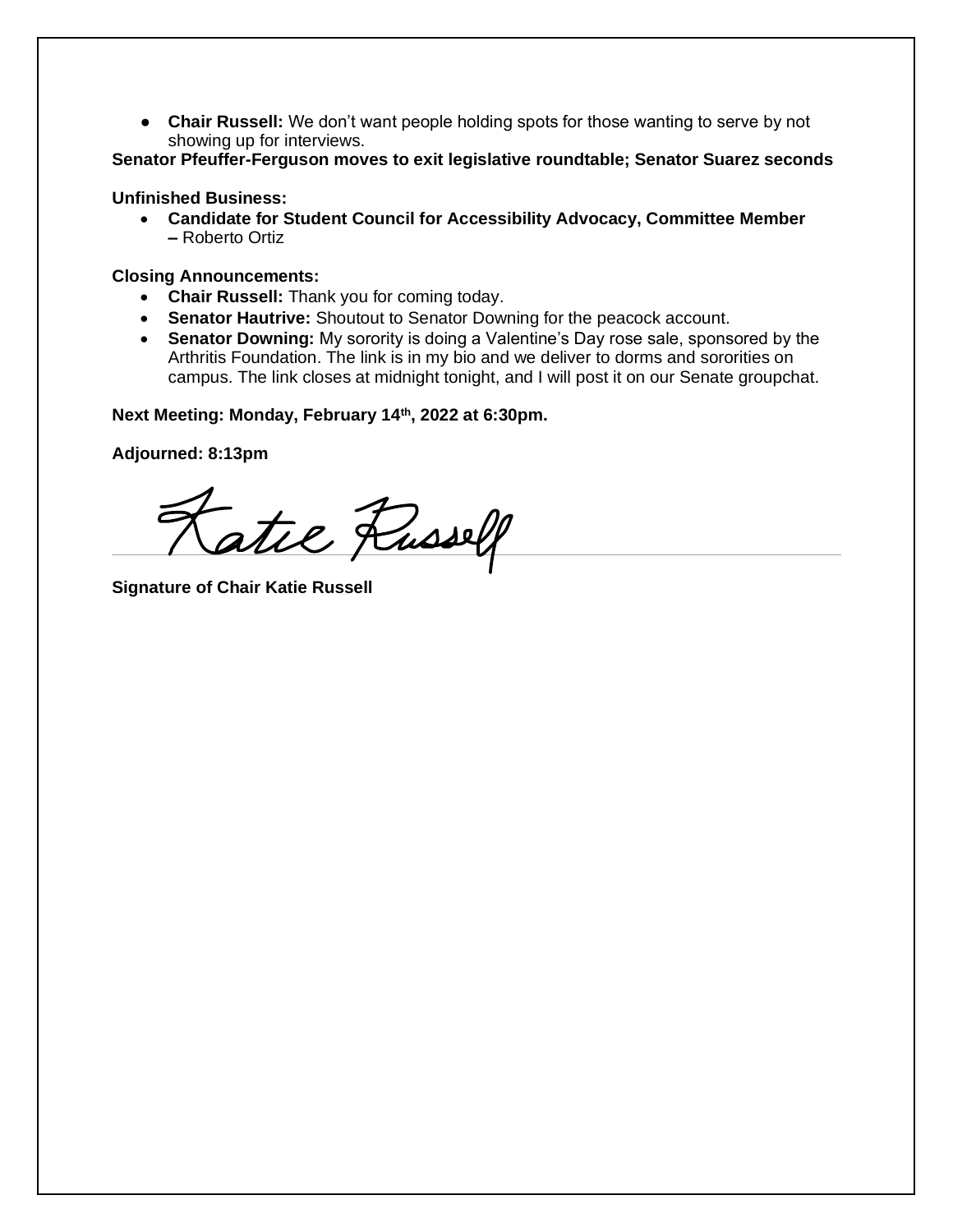- **Chair Russell:** We don't want people holding spots for those wanting to serve by not showing up for interviews.

**Senator Pfeuffer-Ferguson moves to exit legislative roundtable; Senator Suarez seconds**

**Unfinished Business:**

- **Candidate for Student Council for Accessibility Advocacy, Committee Member –** Roberto Ortiz

**Closing Announcements:**

- **Chair Russell:** Thank you for coming today.
- **Senator Hautrive:** Shoutout to Senator Downing for the peacock account.
- **Senator Downing:** My sorority is doing a Valentine's Day rose sale, sponsored by the Arthritis Foundation. The link is in my bio and we deliver to dorms and sororities on campus. The link closes at midnight tonight, and I will post it on our Senate groupchat.

**Next Meeting: Monday, February 14th, 2022 at 6:30pm.**

**Adjourned: 8:13pm**

Katie Russell

**Signature of Chair Katie Russell**